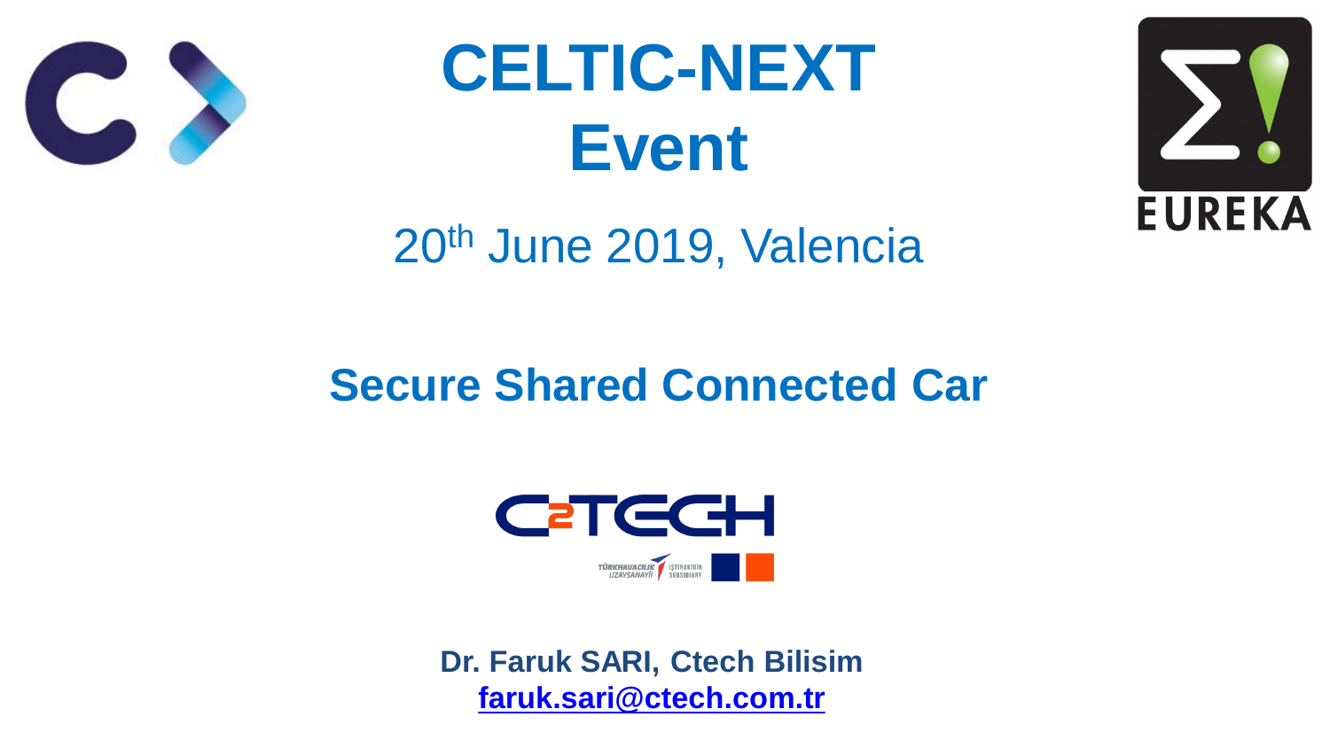# CELTIC-NEXT Event

20th June 2019, Valencia

## Secure Shared Connected Car

**Dr. Faruk SARI, Ctech Bilisim**
**faruk.sari@ctech.com.tr**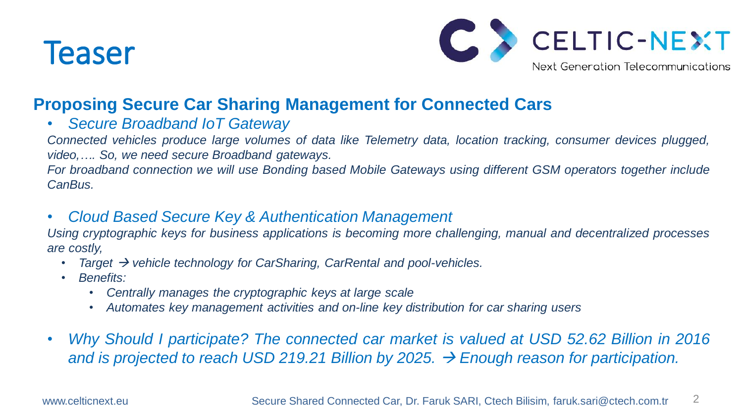# Teaser

## Proposing Secure Car Sharing Management for Connected Cars

- *Secure Broadband IoT Gateway*

*Connected vehicles produce large volumes of data like Telemetry data, location tracking, consumer devices plugged, video,…. So, we need secure Broadband gateways.*
*For broadband connection we will use Bonding based Mobile Gateways using different GSM operators together include CanBus.*

- *Cloud Based Secure Key & Authentication Management*

*Using cryptographic keys for business applications is becoming more challenging, manual and decentralized processes are costly,*

  - *Target → vehicle technology for CarSharing, CarRental and pool-vehicles.*
  - *Benefits:*
    - *Centrally manages the cryptographic keys at large scale*
    - *Automates key management activities and on-line key distribution for car sharing users*

- *Why Should I participate? The connected car market is valued at USD 52.62 Billion in 2016 and is projected to reach USD 219.21 Billion by 2025. → Enough reason for participation.*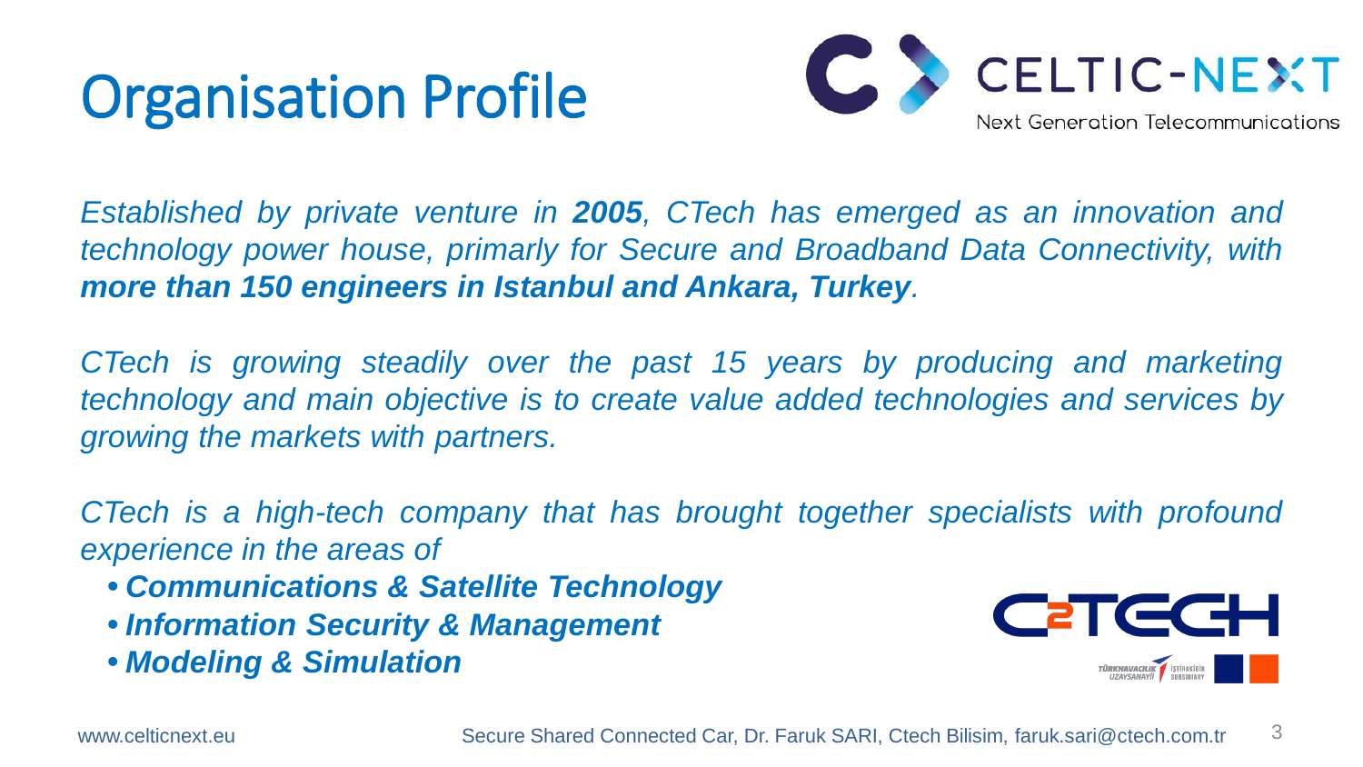# Organisation Profile

*Established by private venture in **2005**, CTech has emerged as an innovation and technology power house, primarly for Secure and Broadband Data Connectivity, with **more than 150 engineers in Istanbul and Ankara, Turkey**.*

*CTech is growing steadily over the past 15 years by producing and marketing technology and main objective is to create value added technologies and services by growing the markets with partners.*

*CTech is a high-tech company that has brought together specialists with profound experience in the areas of*

- ***Communications & Satellite Technology***
- ***Information Security & Management***
- ***Modeling & Simulation***

www.celticnext.eu

Secure Shared Connected Car, Dr. Faruk SARI, Ctech Bilisim, faruk.sari@ctech.com.tr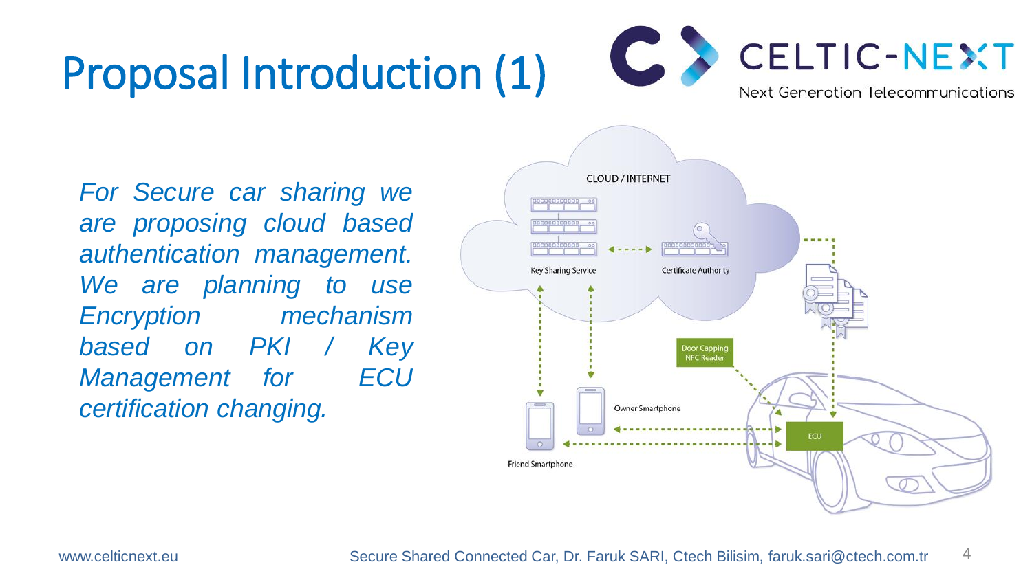# Proposal Introduction (1)

*For Secure car sharing we are proposing cloud based authentication management. We are planning to use Encryption mechanism based on PKI / Key Management for ECU certification changing.*

CLOUD / INTERNET

Key Sharing Service

Certificate Authority

Door Capping NFC Reader

Owner Smartphone

ECU

Friend Smartphone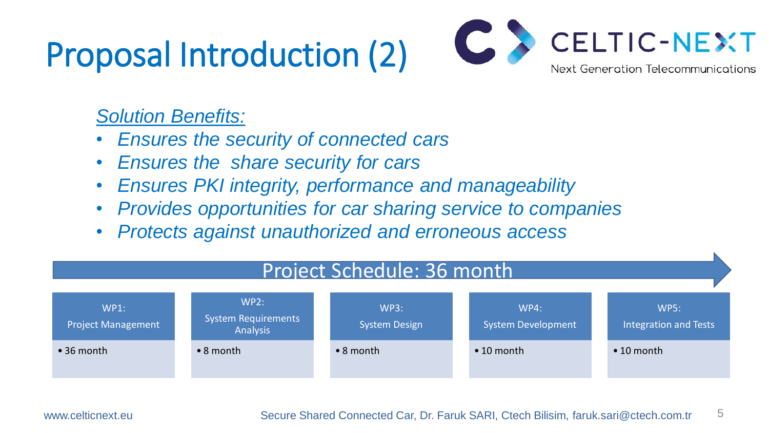# Proposal Introduction (2)

*Solution Benefits:*

- *Ensures the security of connected cars*
- *Ensures the share security for cars*
- *Ensures PKI integrity, performance and manageability*
- *Provides opportunities for car sharing service to companies*
- *Protects against unauthorized and erroneous access*

## Project Schedule: 36 month

| WP1: Project Management | WP2: System Requirements Analysis | WP3: System Design | WP4: System Development | WP5: Integration and Tests |
|---|---|---|---|---|
| • 36 month | • 8 month | • 8 month | • 10 month | • 10 month |

www.celticnext.eu

Secure Shared Connected Car, Dr. Faruk SARI, Ctech Bilisim, faruk.sari@ctech.com.tr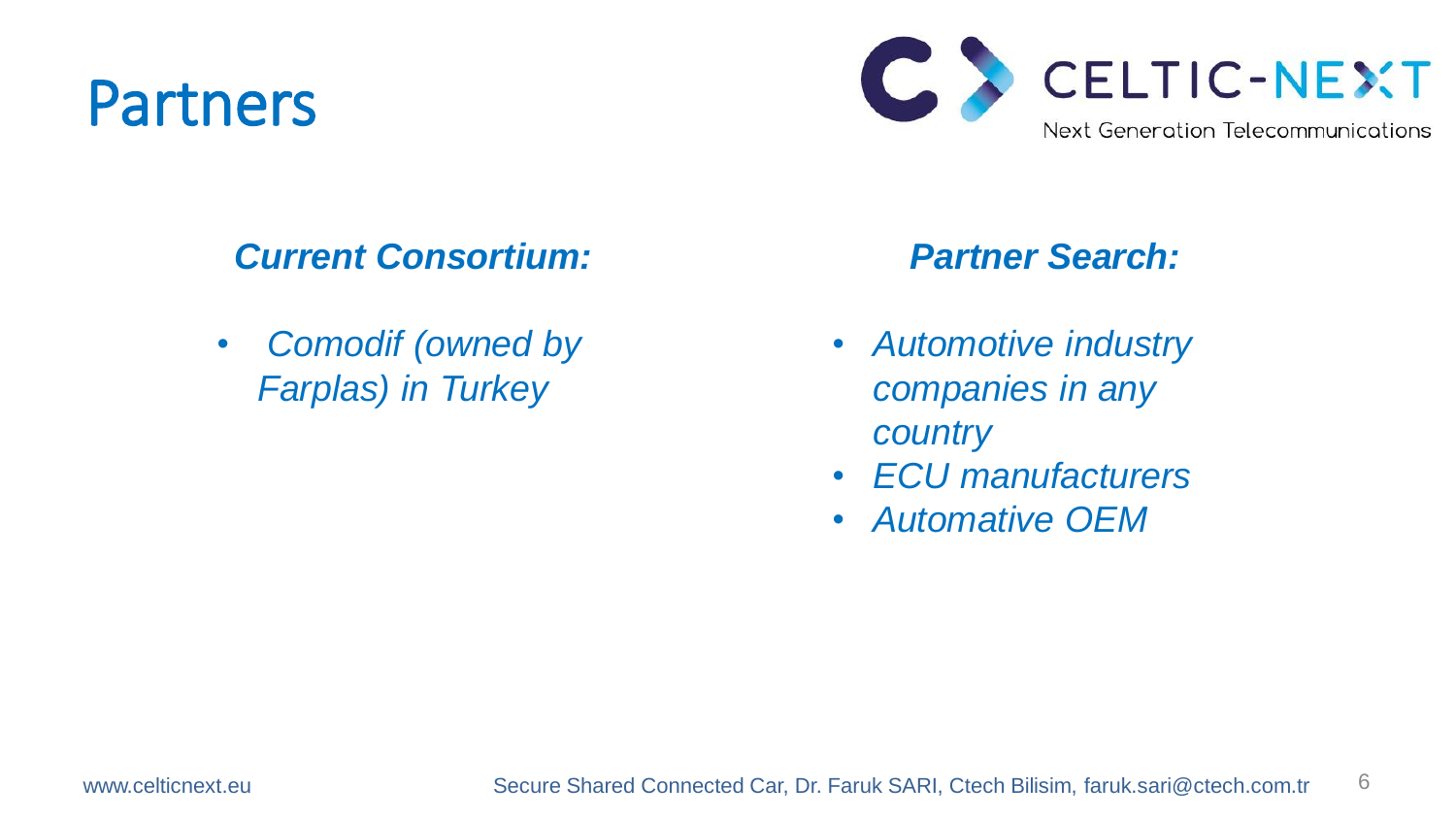# Partners

***Current Consortium:***

- *Comodif (owned by Farplas) in Turkey*

***Partner Search:***

- *Automotive industry companies in any country*
- *ECU manufacturers*
- *Automative OEM*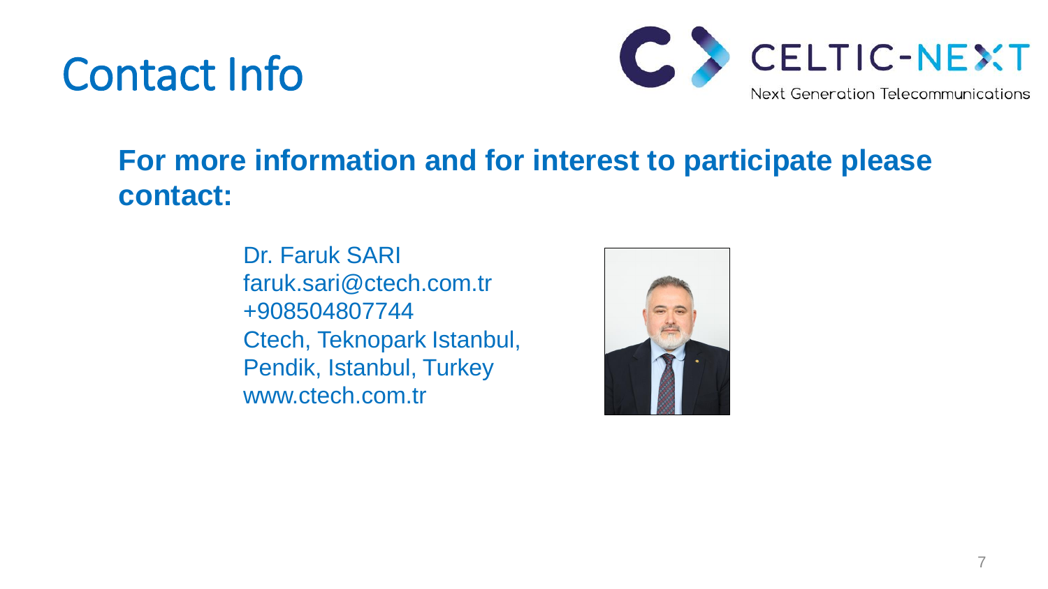# Contact Info

CELTIC-NEXT
Next Generation Telecommunications

**For more information and for interest to participate please contact:**

Dr. Faruk SARI
faruk.sari@ctech.com.tr
+908504807744
Ctech, Teknopark Istanbul,
Pendik, Istanbul, Turkey
www.ctech.com.tr